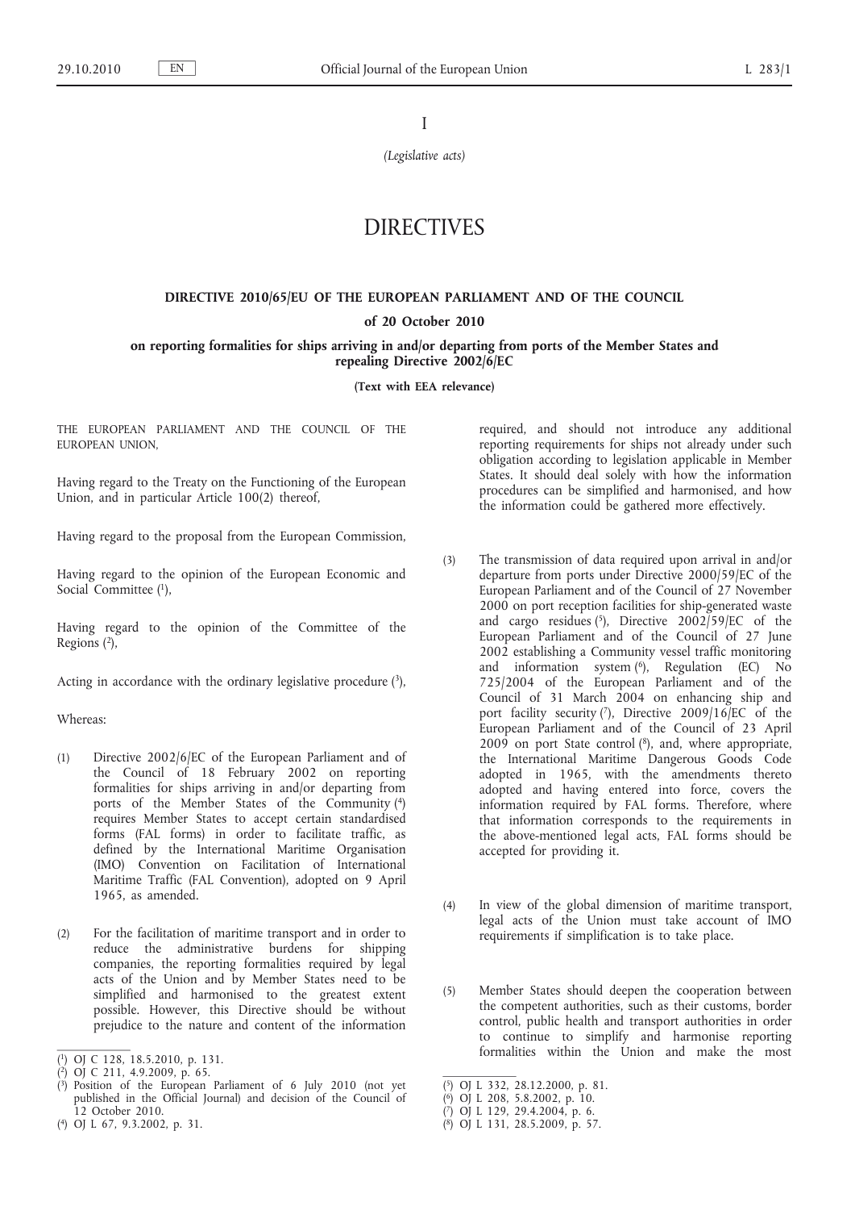I

*(Legislative acts)*

# DIRECTIVES

## DIRECTIVE 2010/65/EU OF THE EUROPEAN PARLIAMENT AND OF THE COUNCIL

### of 20 October 2010

### on reporting formalities for ships arriving in and/or departing from ports of the Member States and repealing Directive 2002/6/EC

**(Text with EEA relevance)**

THE EUROPEAN PARLIAMENT AND THE COUNCIL OF THE EUROPEAN UNION,

Having regard to the Treaty on the Functioning of the European Union, and in particular Article 100(2) thereof,

Having regard to the proposal from the European Commission,

Having regard to the opinion of the European Economic and Social Committee [1],

Having regard to the opinion of the Committee of the Regions [2],

Acting in accordance with the ordinary legislative procedure [3],

Whereas:

(1) Directive 2002/6/EC of the European Parliament and of the Council of 18 February 2002 on reporting formalities for ships arriving in and/or departing from ports of the Member States of the Community [4] requires Member States to accept certain standardised forms (FAL forms) in order to facilitate traffic, as defined by the International Maritime Organisation (IMO) Convention on Facilitation of International Maritime Traffic (FAL Convention), adopted on 9 April 1965, as amended.

(2) For the facilitation of maritime transport and in order to reduce the administrative burdens for shipping companies, the reporting formalities required by legal acts of the Union and by Member States need to be simplified and harmonised to the greatest extent possible. However, this Directive should be without prejudice to the nature and content of the information required, and should not introduce any additional reporting requirements for ships not already under such obligation according to legislation applicable in Member States. It should deal solely with how the information procedures can be simplified and harmonised, and how the information could be gathered more effectively.

(3) The transmission of data required upon arrival in and/or departure from ports under Directive 2000/59/EC of the European Parliament and of the Council of 27 November 2000 on port reception facilities for ship-generated waste and cargo residues [5], Directive 2002/59/EC of the European Parliament and of the Council of 27 June 2002 establishing a Community vessel traffic monitoring and information system [6], Regulation (EC) No 725/2004 of the European Parliament and of the Council of 31 March 2004 on enhancing ship and port facility security [7], Directive 2009/16/EC of the European Parliament and of the Council of 23 April 2009 on port State control [8], and, where appropriate, the International Maritime Dangerous Goods Code adopted in 1965, with the amendments thereto adopted and having entered into force, covers the information required by FAL forms. Therefore, where that information corresponds to the requirements in the above-mentioned legal acts, FAL forms should be accepted for providing it.

(4) In view of the global dimension of maritime transport, legal acts of the Union must take account of IMO requirements if simplification is to take place.

(5) Member States should deepen the cooperation between the competent authorities, such as their customs, border control, public health and transport authorities in order to continue to simplify and harmonise reporting formalities within the Union and make the most

---

[1] OJ C 128, 18.5.2010, p. 131.

[2] OJ C 211, 4.9.2009, p. 65.

[3] Position of the European Parliament of 6 July 2010 (not yet published in the Official Journal) and decision of the Council of 12 October 2010.

[4] OJ L 67, 9.3.2002, p. 31.

[5] OJ L 332, 28.12.2000, p. 81.

[6] OJ L 208, 5.8.2002, p. 10.

[7] OJ L 129, 29.4.2004, p. 6.

[8] OJ L 131, 28.5.2009, p. 57.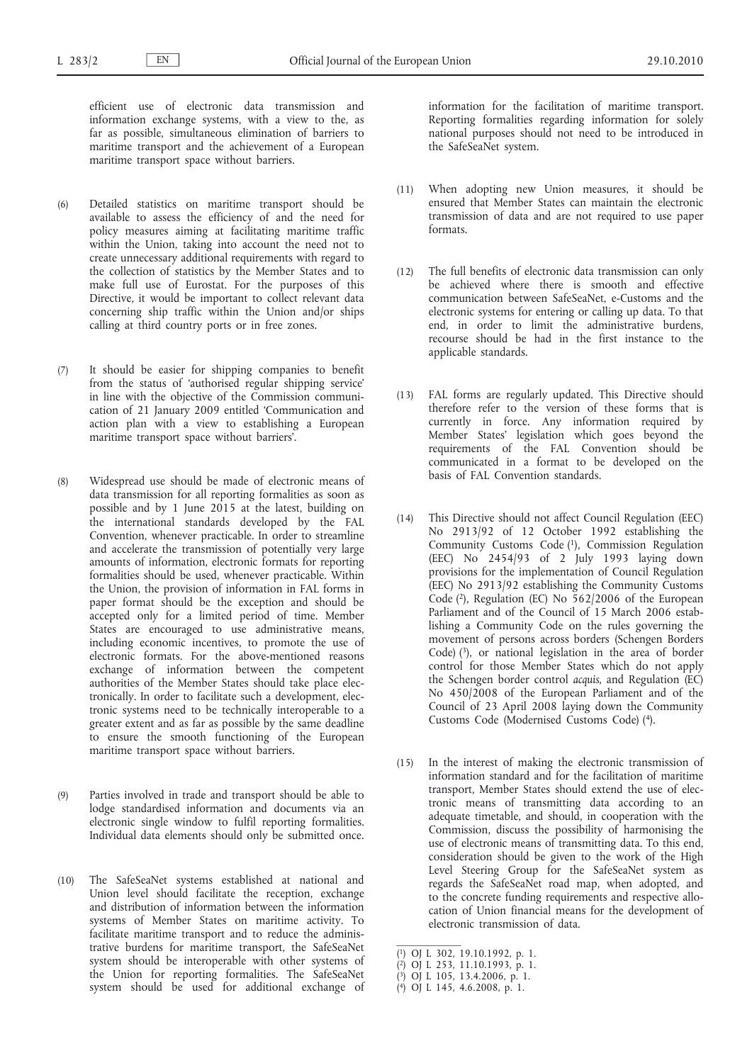efficient use of electronic data transmission and information exchange systems, with a view to the, as far as possible, simultaneous elimination of barriers to maritime transport and the achievement of a European maritime transport space without barriers.

(6) Detailed statistics on maritime transport should be available to assess the efficiency of and the need for policy measures aiming at facilitating maritime traffic within the Union, taking into account the need not to create unnecessary additional requirements with regard to the collection of statistics by the Member States and to make full use of Eurostat. For the purposes of this Directive, it would be important to collect relevant data concerning ship traffic within the Union and/or ships calling at third country ports or in free zones.

(7) It should be easier for shipping companies to benefit from the status of 'authorised regular shipping service' in line with the objective of the Commission communication of 21 January 2009 entitled 'Communication and action plan with a view to establishing a European maritime transport space without barriers'.

(8) Widespread use should be made of electronic means of data transmission for all reporting formalities as soon as possible and by 1 June 2015 at the latest, building on the international standards developed by the FAL Convention, whenever practicable. In order to streamline and accelerate the transmission of potentially very large amounts of information, electronic formats for reporting formalities should be used, whenever practicable. Within the Union, the provision of information in FAL forms in paper format should be the exception and should be accepted only for a limited period of time. Member States are encouraged to use administrative means, including economic incentives, to promote the use of electronic formats. For the above-mentioned reasons exchange of information between the competent authorities of the Member States should take place electronically. In order to facilitate such a development, electronic systems need to be technically interoperable to a greater extent and as far as possible by the same deadline to ensure the smooth functioning of the European maritime transport space without barriers.

(9) Parties involved in trade and transport should be able to lodge standardised information and documents via an electronic single window to fulfil reporting formalities. Individual data elements should only be submitted once.

(10) The SafeSeaNet systems established at national and Union level should facilitate the reception, exchange and distribution of information between the information systems of Member States on maritime activity. To facilitate maritime transport and to reduce the administrative burdens for maritime transport, the SafeSeaNet system should be interoperable with other systems of the Union for reporting formalities. The SafeSeaNet system should be used for additional exchange of information for the facilitation of maritime transport. Reporting formalities regarding information for solely national purposes should not need to be introduced in the SafeSeaNet system.

(11) When adopting new Union measures, it should be ensured that Member States can maintain the electronic transmission of data and are not required to use paper formats.

(12) The full benefits of electronic data transmission can only be achieved where there is smooth and effective communication between SafeSeaNet, e-Customs and the electronic systems for entering or calling up data. To that end, in order to limit the administrative burdens, recourse should be had in the first instance to the applicable standards.

(13) FAL forms are regularly updated. This Directive should therefore refer to the version of these forms that is currently in force. Any information required by Member States' legislation which goes beyond the requirements of the FAL Convention should be communicated in a format to be developed on the basis of FAL Convention standards.

(14) This Directive should not affect Council Regulation (EEC) No 2913/92 of 12 October 1992 establishing the Community Customs Code [1], Commission Regulation (EEC) No 2454/93 of 2 July 1993 laying down provisions for the implementation of Council Regulation (EEC) No 2913/92 establishing the Community Customs Code [2], Regulation (EC) No 562/2006 of the European Parliament and of the Council of 15 March 2006 establishing a Community Code on the rules governing the movement of persons across borders (Schengen Borders Code) [3], or national legislation in the area of border control for those Member States which do not apply the Schengen border control *acquis*, and Regulation (EC) No 450/2008 of the European Parliament and of the Council of 23 April 2008 laying down the Community Customs Code (Modernised Customs Code) [4].

(15) In the interest of making the electronic transmission of information standard and for the facilitation of maritime transport, Member States should extend the use of electronic means of transmitting data according to an adequate timetable, and should, in cooperation with the Commission, discuss the possibility of harmonising the use of electronic means of transmitting data. To this end, consideration should be given to the work of the High Level Steering Group for the SafeSeaNet system as regards the SafeSeaNet road map, when adopted, and to the concrete funding requirements and respective allocation of Union financial means for the development of electronic transmission of data.

[1] OJ L 302, 19.10.1992, p. 1.
[2] OJ L 253, 11.10.1993, p. 1.
[3] OJ L 105, 13.4.2006, p. 1.
[4] OJ L 145, 4.6.2008, p. 1.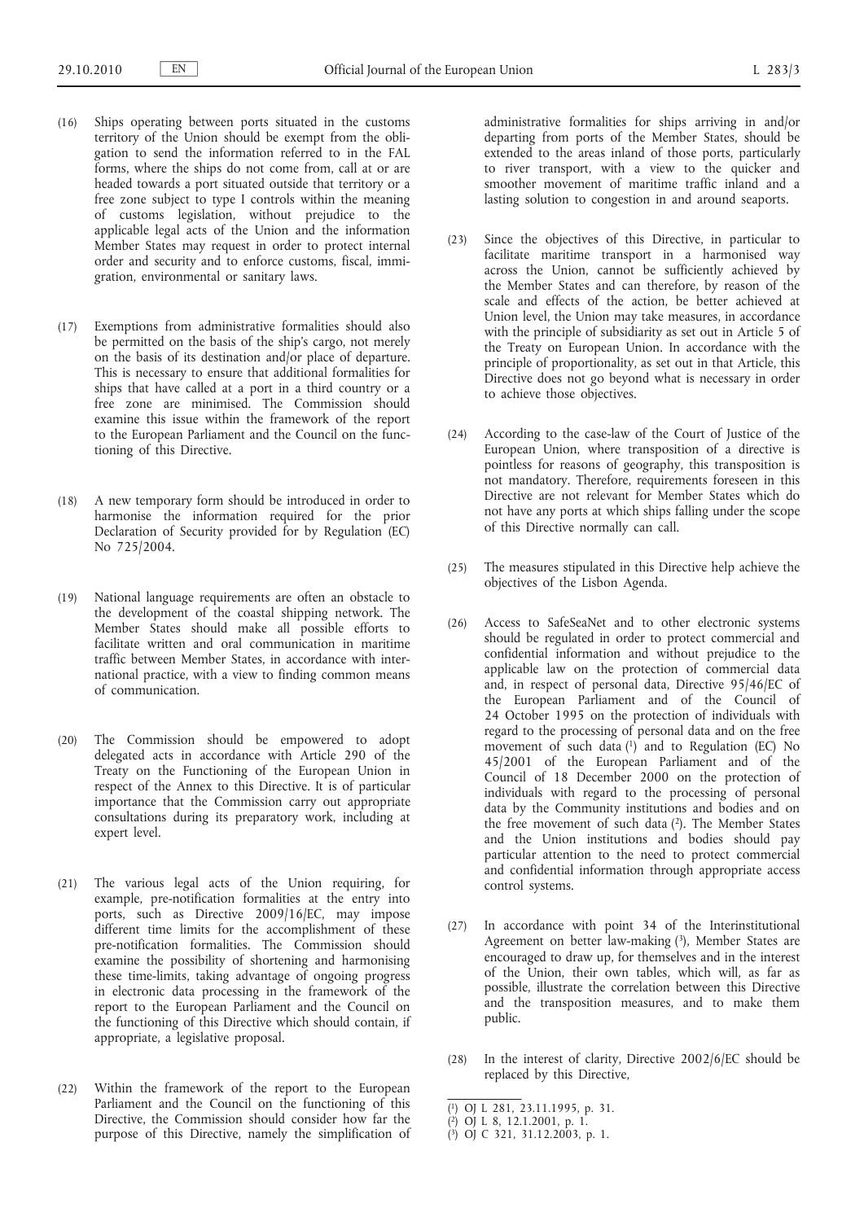(16) Ships operating between ports situated in the customs territory of the Union should be exempt from the obligation to send the information referred to in the FAL forms, where the ships do not come from, call at or are headed towards a port situated outside that territory or a free zone subject to type I controls within the meaning of customs legislation, without prejudice to the applicable legal acts of the Union and the information Member States may request in order to protect internal order and security and to enforce customs, fiscal, immigration, environmental or sanitary laws.

(17) Exemptions from administrative formalities should also be permitted on the basis of the ship's cargo, not merely on the basis of its destination and/or place of departure. This is necessary to ensure that additional formalities for ships that have called at a port in a third country or a free zone are minimised. The Commission should examine this issue within the framework of the report to the European Parliament and the Council on the functioning of this Directive.

(18) A new temporary form should be introduced in order to harmonise the information required for the prior Declaration of Security provided for by Regulation (EC) No 725/2004.

(19) National language requirements are often an obstacle to the development of the coastal shipping network. The Member States should make all possible efforts to facilitate written and oral communication in maritime traffic between Member States, in accordance with international practice, with a view to finding common means of communication.

(20) The Commission should be empowered to adopt delegated acts in accordance with Article 290 of the Treaty on the Functioning of the European Union in respect of the Annex to this Directive. It is of particular importance that the Commission carry out appropriate consultations during its preparatory work, including at expert level.

(21) The various legal acts of the Union requiring, for example, pre-notification formalities at the entry into ports, such as Directive 2009/16/EC, may impose different time limits for the accomplishment of these pre-notification formalities. The Commission should examine the possibility of shortening and harmonising these time-limits, taking advantage of ongoing progress in electronic data processing in the framework of the report to the European Parliament and the Council on the functioning of this Directive which should contain, if appropriate, a legislative proposal.

(22) Within the framework of the report to the European Parliament and the Council on the functioning of this Directive, the Commission should consider how far the purpose of this Directive, namely the simplification of administrative formalities for ships arriving in and/or departing from ports of the Member States, should be extended to the areas inland of those ports, particularly to river transport, with a view to the quicker and smoother movement of maritime traffic inland and a lasting solution to congestion in and around seaports.

(23) Since the objectives of this Directive, in particular to facilitate maritime transport in a harmonised way across the Union, cannot be sufficiently achieved by the Member States and can therefore, by reason of the scale and effects of the action, be better achieved at Union level, the Union may take measures, in accordance with the principle of subsidiarity as set out in Article 5 of the Treaty on European Union. In accordance with the principle of proportionality, as set out in that Article, this Directive does not go beyond what is necessary in order to achieve those objectives.

(24) According to the case-law of the Court of Justice of the European Union, where transposition of a directive is pointless for reasons of geography, this transposition is not mandatory. Therefore, requirements foreseen in this Directive are not relevant for Member States which do not have any ports at which ships falling under the scope of this Directive normally can call.

(25) The measures stipulated in this Directive help achieve the objectives of the Lisbon Agenda.

(26) Access to SafeSeaNet and to other electronic systems should be regulated in order to protect commercial and confidential information and without prejudice to the applicable law on the protection of commercial data and, in respect of personal data, Directive 95/46/EC of the European Parliament and of the Council of 24 October 1995 on the protection of individuals with regard to the processing of personal data and on the free movement of such data [1] and to Regulation (EC) No 45/2001 of the European Parliament and of the Council of 18 December 2000 on the protection of individuals with regard to the processing of personal data by the Community institutions and bodies and on the free movement of such data [2]. The Member States and the Union institutions and bodies should pay particular attention to the need to protect commercial and confidential information through appropriate access control systems.

(27) In accordance with point 34 of the Interinstitutional Agreement on better law-making [3], Member States are encouraged to draw up, for themselves and in the interest of the Union, their own tables, which will, as far as possible, illustrate the correlation between this Directive and the transposition measures, and to make them public.

(28) In the interest of clarity, Directive 2002/6/EC should be replaced by this Directive,

---

[1] OJ L 281, 23.11.1995, p. 31.

[2] OJ L 8, 12.1.2001, p. 1.

[3] OJ C 321, 31.12.2003, p. 1.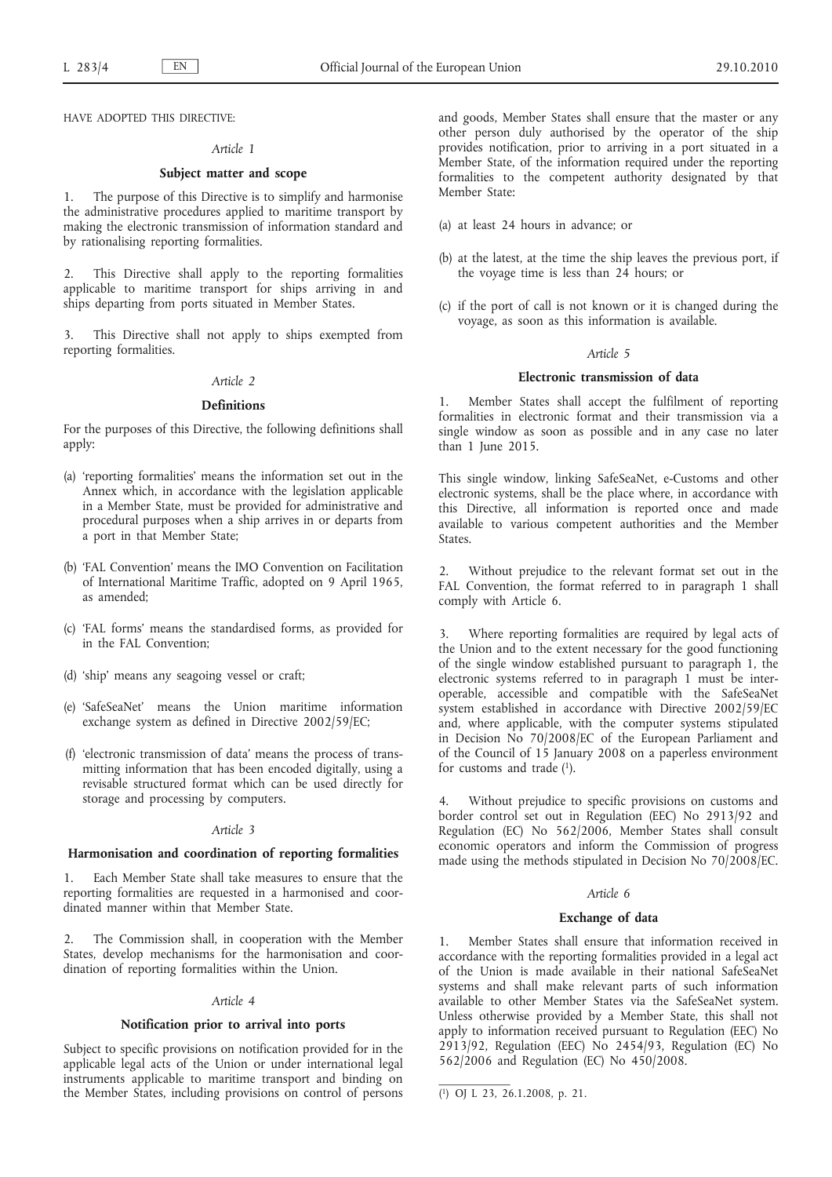HAVE ADOPTED THIS DIRECTIVE:

*Article 1*

**Subject matter and scope**

1. The purpose of this Directive is to simplify and harmonise the administrative procedures applied to maritime transport by making the electronic transmission of information standard and by rationalising reporting formalities.

2. This Directive shall apply to the reporting formalities applicable to maritime transport for ships arriving in and ships departing from ports situated in Member States.

3. This Directive shall not apply to ships exempted from reporting formalities.

*Article 2*

**Definitions**

For the purposes of this Directive, the following definitions shall apply:

(a) 'reporting formalities' means the information set out in the Annex which, in accordance with the legislation applicable in a Member State, must be provided for administrative and procedural purposes when a ship arrives in or departs from a port in that Member State;

(b) 'FAL Convention' means the IMO Convention on Facilitation of International Maritime Traffic, adopted on 9 April 1965, as amended;

(c) 'FAL forms' means the standardised forms, as provided for in the FAL Convention;

(d) 'ship' means any seagoing vessel or craft;

(e) 'SafeSeaNet' means the Union maritime information exchange system as defined in Directive 2002/59/EC;

(f) 'electronic transmission of data' means the process of transmitting information that has been encoded digitally, using a revisable structured format which can be used directly for storage and processing by computers.

*Article 3*

**Harmonisation and coordination of reporting formalities**

1. Each Member State shall take measures to ensure that the reporting formalities are requested in a harmonised and coordinated manner within that Member State.

2. The Commission shall, in cooperation with the Member States, develop mechanisms for the harmonisation and coordination of reporting formalities within the Union.

*Article 4*

**Notification prior to arrival into ports**

Subject to specific provisions on notification provided for in the applicable legal acts of the Union or under international legal instruments applicable to maritime transport and binding on the Member States, including provisions on control of persons and goods, Member States shall ensure that the master or any other person duly authorised by the operator of the ship provides notification, prior to arriving in a port situated in a Member State, of the information required under the reporting formalities to the competent authority designated by that Member State:

(a) at least 24 hours in advance; or

(b) at the latest, at the time the ship leaves the previous port, if the voyage time is less than 24 hours; or

(c) if the port of call is not known or it is changed during the voyage, as soon as this information is available.

*Article 5*

**Electronic transmission of data**

1. Member States shall accept the fulfilment of reporting formalities in electronic format and their transmission via a single window as soon as possible and in any case no later than 1 June 2015.

This single window, linking SafeSeaNet, e-Customs and other electronic systems, shall be the place where, in accordance with this Directive, all information is reported once and made available to various competent authorities and the Member States.

2. Without prejudice to the relevant format set out in the FAL Convention, the format referred to in paragraph 1 shall comply with Article 6.

3. Where reporting formalities are required by legal acts of the Union and to the extent necessary for the good functioning of the single window established pursuant to paragraph 1, the electronic systems referred to in paragraph 1 must be interoperable, accessible and compatible with the SafeSeaNet system established in accordance with Directive 2002/59/EC and, where applicable, with the computer systems stipulated in Decision No 70/2008/EC of the European Parliament and of the Council of 15 January 2008 on a paperless environment for customs and trade [1].

4. Without prejudice to specific provisions on customs and border control set out in Regulation (EEC) No 2913/92 and Regulation (EC) No 562/2006, Member States shall consult economic operators and inform the Commission of progress made using the methods stipulated in Decision No 70/2008/EC.

*Article 6*

**Exchange of data**

1. Member States shall ensure that information received in accordance with the reporting formalities provided in a legal act of the Union is made available in their national SafeSeaNet systems and shall make relevant parts of such information available to other Member States via the SafeSeaNet system. Unless otherwise provided by a Member State, this shall not apply to information received pursuant to Regulation (EEC) No 2913/92, Regulation (EEC) No 2454/93, Regulation (EC) No 562/2006 and Regulation (EC) No 450/2008.

---

[1] OJ L 23, 26.1.2008, p. 21.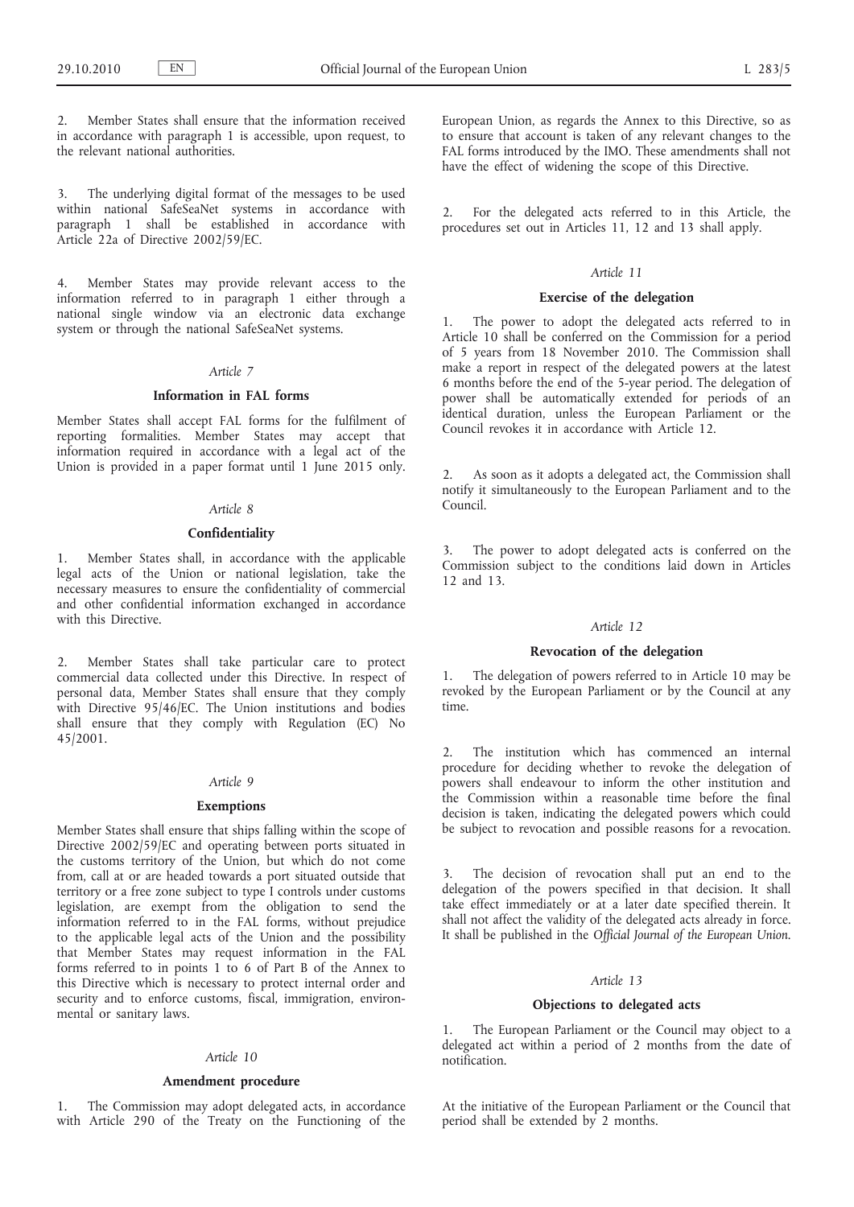2. Member States shall ensure that the information received in accordance with paragraph 1 is accessible, upon request, to the relevant national authorities.

3. The underlying digital format of the messages to be used within national SafeSeaNet systems in accordance with paragraph 1 shall be established in accordance with Article 22a of Directive 2002/59/EC.

4. Member States may provide relevant access to the information referred to in paragraph 1 either through a national single window via an electronic data exchange system or through the national SafeSeaNet systems.

*Article 7*

**Information in FAL forms**

Member States shall accept FAL forms for the fulfilment of reporting formalities. Member States may accept that information required in accordance with a legal act of the Union is provided in a paper format until 1 June 2015 only.

*Article 8*

**Confidentiality**

1. Member States shall, in accordance with the applicable legal acts of the Union or national legislation, take the necessary measures to ensure the confidentiality of commercial and other confidential information exchanged in accordance with this Directive.

2. Member States shall take particular care to protect commercial data collected under this Directive. In respect of personal data, Member States shall ensure that they comply with Directive 95/46/EC. The Union institutions and bodies shall ensure that they comply with Regulation (EC) No 45/2001.

*Article 9*

**Exemptions**

Member States shall ensure that ships falling within the scope of Directive 2002/59/EC and operating between ports situated in the customs territory of the Union, but which do not come from, call at or are headed towards a port situated outside that territory or a free zone subject to type I controls under customs legislation, are exempt from the obligation to send the information referred to in the FAL forms, without prejudice to the applicable legal acts of the Union and the possibility that Member States may request information in the FAL forms referred to in points 1 to 6 of Part B of the Annex to this Directive which is necessary to protect internal order and security and to enforce customs, fiscal, immigration, environmental or sanitary laws.

*Article 10*

**Amendment procedure**

1. The Commission may adopt delegated acts, in accordance with Article 290 of the Treaty on the Functioning of the European Union, as regards the Annex to this Directive, so as to ensure that account is taken of any relevant changes to the FAL forms introduced by the IMO. These amendments shall not have the effect of widening the scope of this Directive.

2. For the delegated acts referred to in this Article, the procedures set out in Articles 11, 12 and 13 shall apply.

*Article 11*

**Exercise of the delegation**

1. The power to adopt the delegated acts referred to in Article 10 shall be conferred on the Commission for a period of 5 years from 18 November 2010. The Commission shall make a report in respect of the delegated powers at the latest 6 months before the end of the 5-year period. The delegation of power shall be automatically extended for periods of an identical duration, unless the European Parliament or the Council revokes it in accordance with Article 12.

2. As soon as it adopts a delegated act, the Commission shall notify it simultaneously to the European Parliament and to the Council.

3. The power to adopt delegated acts is conferred on the Commission subject to the conditions laid down in Articles 12 and 13.

*Article 12*

**Revocation of the delegation**

1. The delegation of powers referred to in Article 10 may be revoked by the European Parliament or by the Council at any time.

2. The institution which has commenced an internal procedure for deciding whether to revoke the delegation of powers shall endeavour to inform the other institution and the Commission within a reasonable time before the final decision is taken, indicating the delegated powers which could be subject to revocation and possible reasons for a revocation.

3. The decision of revocation shall put an end to the delegation of the powers specified in that decision. It shall take effect immediately or at a later date specified therein. It shall not affect the validity of the delegated acts already in force. It shall be published in the *Official Journal of the European Union*.

*Article 13*

**Objections to delegated acts**

1. The European Parliament or the Council may object to a delegated act within a period of 2 months from the date of notification.

At the initiative of the European Parliament or the Council that period shall be extended by 2 months.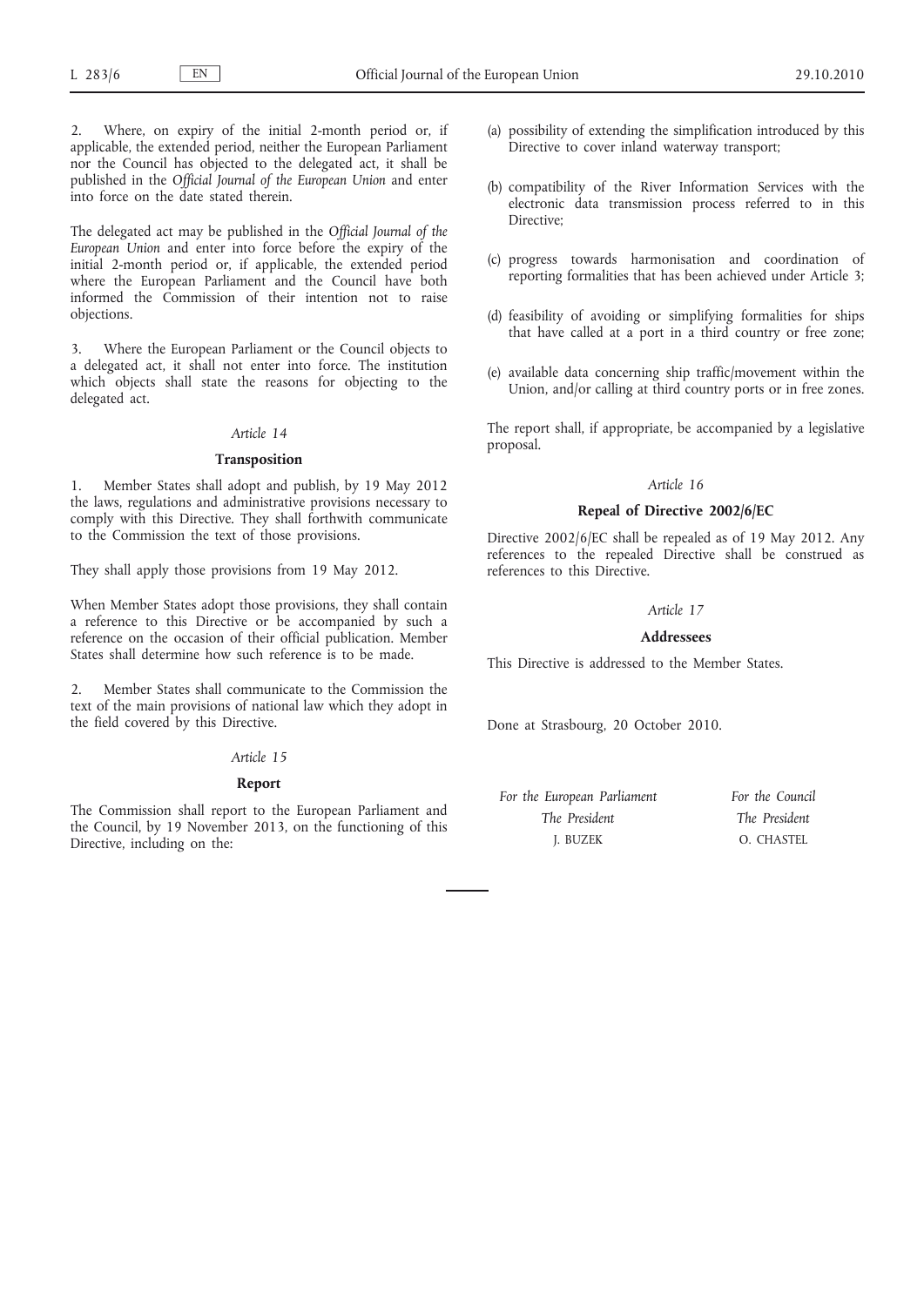2. Where, on expiry of the initial 2-month period or, if applicable, the extended period, neither the European Parliament nor the Council has objected to the delegated act, it shall be published in the *Official Journal of the European Union* and enter into force on the date stated therein.

The delegated act may be published in the *Official Journal of the European Union* and enter into force before the expiry of the initial 2-month period or, if applicable, the extended period where the European Parliament and the Council have both informed the Commission of their intention not to raise objections.

3. Where the European Parliament or the Council objects to a delegated act, it shall not enter into force. The institution which objects shall state the reasons for objecting to the delegated act.

*Article 14*

**Transposition**

1. Member States shall adopt and publish, by 19 May 2012 the laws, regulations and administrative provisions necessary to comply with this Directive. They shall forthwith communicate to the Commission the text of those provisions.

They shall apply those provisions from 19 May 2012.

When Member States adopt those provisions, they shall contain a reference to this Directive or be accompanied by such a reference on the occasion of their official publication. Member States shall determine how such reference is to be made.

2. Member States shall communicate to the Commission the text of the main provisions of national law which they adopt in the field covered by this Directive.

*Article 15*

**Report**

The Commission shall report to the European Parliament and the Council, by 19 November 2013, on the functioning of this Directive, including on the:

(a) possibility of extending the simplification introduced by this Directive to cover inland waterway transport;

(b) compatibility of the River Information Services with the electronic data transmission process referred to in this Directive;

(c) progress towards harmonisation and coordination of reporting formalities that has been achieved under Article 3;

(d) feasibility of avoiding or simplifying formalities for ships that have called at a port in a third country or free zone;

(e) available data concerning ship traffic/movement within the Union, and/or calling at third country ports or in free zones.

The report shall, if appropriate, be accompanied by a legislative proposal.

*Article 16*

**Repeal of Directive 2002/6/EC**

Directive 2002/6/EC shall be repealed as of 19 May 2012. Any references to the repealed Directive shall be construed as references to this Directive.

*Article 17*

**Addressees**

This Directive is addressed to the Member States.

Done at Strasbourg, 20 October 2010.

*For the European Parliament*
*The President*
J. BUZEK

*For the Council*
*The President*
O. CHASTEL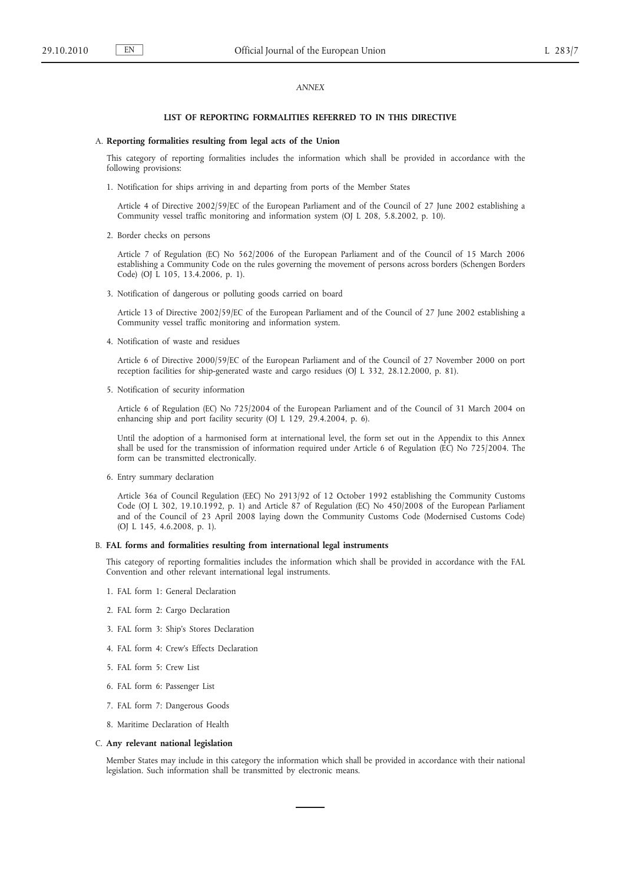*ANNEX*

## LIST OF REPORTING FORMALITIES REFERRED TO IN THIS DIRECTIVE

### A. **Reporting formalities resulting from legal acts of the Union**

This category of reporting formalities includes the information which shall be provided in accordance with the following provisions:

1. Notification for ships arriving in and departing from ports of the Member States

   Article 4 of Directive 2002/59/EC of the European Parliament and of the Council of 27 June 2002 establishing a Community vessel traffic monitoring and information system (OJ L 208, 5.8.2002, p. 10).

2. Border checks on persons

   Article 7 of Regulation (EC) No 562/2006 of the European Parliament and of the Council of 15 March 2006 establishing a Community Code on the rules governing the movement of persons across borders (Schengen Borders Code) (OJ L 105, 13.4.2006, p. 1).

3. Notification of dangerous or polluting goods carried on board

   Article 13 of Directive 2002/59/EC of the European Parliament and of the Council of 27 June 2002 establishing a Community vessel traffic monitoring and information system.

4. Notification of waste and residues

   Article 6 of Directive 2000/59/EC of the European Parliament and of the Council of 27 November 2000 on port reception facilities for ship-generated waste and cargo residues (OJ L 332, 28.12.2000, p. 81).

5. Notification of security information

   Article 6 of Regulation (EC) No 725/2004 of the European Parliament and of the Council of 31 March 2004 on enhancing ship and port facility security (OJ L 129, 29.4.2004, p. 6).

   Until the adoption of a harmonised form at international level, the form set out in the Appendix to this Annex shall be used for the transmission of information required under Article 6 of Regulation (EC) No 725/2004. The form can be transmitted electronically.

6. Entry summary declaration

   Article 36a of Council Regulation (EEC) No 2913/92 of 12 October 1992 establishing the Community Customs Code (OJ L 302, 19.10.1992, p. 1) and Article 87 of Regulation (EC) No 450/2008 of the European Parliament and of the Council of 23 April 2008 laying down the Community Customs Code (Modernised Customs Code) (OJ L 145, 4.6.2008, p. 1).

### B. **FAL forms and formalities resulting from international legal instruments**

This category of reporting formalities includes the information which shall be provided in accordance with the FAL Convention and other relevant international legal instruments.

1. FAL form 1: General Declaration
2. FAL form 2: Cargo Declaration
3. FAL form 3: Ship's Stores Declaration
4. FAL form 4: Crew's Effects Declaration
5. FAL form 5: Crew List
6. FAL form 6: Passenger List
7. FAL form 7: Dangerous Goods
8. Maritime Declaration of Health

### C. **Any relevant national legislation**

Member States may include in this category the information which shall be provided in accordance with their national legislation. Such information shall be transmitted by electronic means.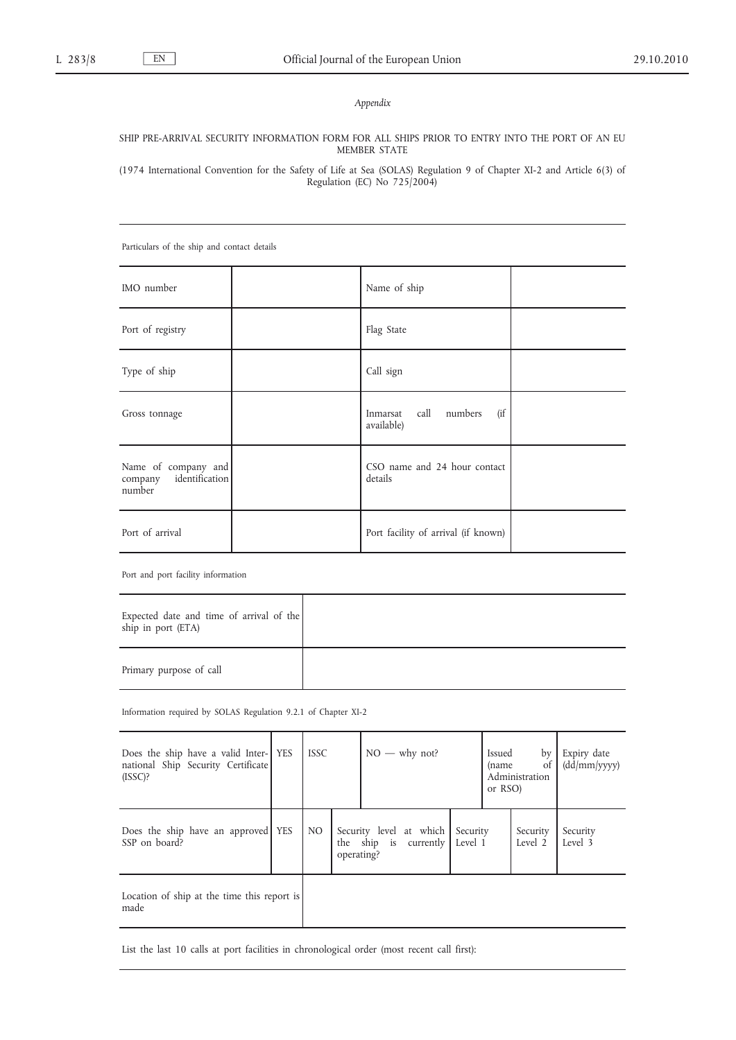*Appendix*

SHIP PRE-ARRIVAL SECURITY INFORMATION FORM FOR ALL SHIPS PRIOR TO ENTRY INTO THE PORT OF AN EU MEMBER STATE

(1974 International Convention for the Safety of Life at Sea (SOLAS) Regulation 9 of Chapter XI-2 and Article 6(3) of Regulation (EC) No 725/2004)

Particulars of the ship and contact details

| | | | |
|---|---|---|---|
| IMO number | | Name of ship | |
| Port of registry | | Flag State | |
| Type of ship | | Call sign | |
| Gross tonnage | | Inmarsat call numbers (if available) | |
| Name of company and company identification number | | CSO name and 24 hour contact details | |
| Port of arrival | | Port facility of arrival (if known) | |

Port and port facility information

| | |
|---|---|
| Expected date and time of arrival of the ship in port (ETA) | |
| Primary purpose of call | |

Information required by SOLAS Regulation 9.2.1 of Chapter XI-2

| | | | | | | | |
|---|---|---|---|---|---|---|---|
| Does the ship have a valid International Ship Security Certificate (ISSC)? | YES | ISSC | NO — why not? | | Issued by (name of Administration or RSO) | | Expiry date (dd/mm/yyyy) |
| Does the ship have an approved SSP on board? | YES | NO | Security level at which the ship is currently operating? | Security Level 1 | | Security Level 2 | Security Level 3 |
| Location of ship at the time this report is made | | | | | | | |

List the last 10 calls at port facilities in chronological order (most recent call first):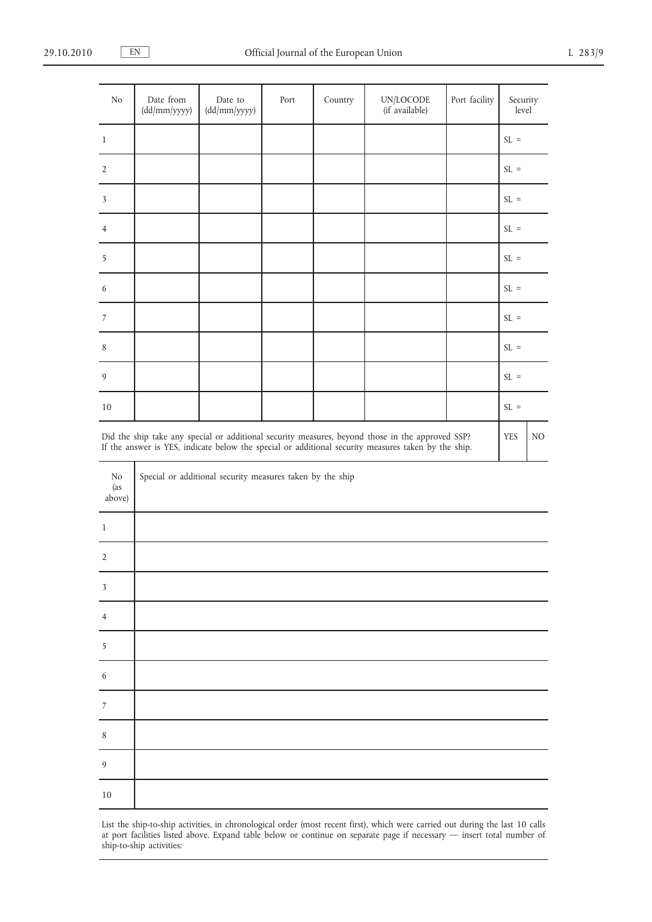| No | Date from (dd/mm/yyyy) | Date to (dd/mm/yyyy) | Port | Country | UN/LOCODE (if available) | Port facility | Security level |
|---|---|---|---|---|---|---|---|
| 1 | | | | | | | SL = |
| 2 | | | | | | | SL = |
| 3 | | | | | | | SL = |
| 4 | | | | | | | SL = |
| 5 | | | | | | | SL = |
| 6 | | | | | | | SL = |
| 7 | | | | | | | SL = |
| 8 | | | | | | | SL = |
| 9 | | | | | | | SL = |
| 10 | | | | | | | SL = |

| | | |
|---|---|---|
| Did the ship take any special or additional security measures, beyond those in the approved SSP? If the answer is YES, indicate below the special or additional security measures taken by the ship. | YES | NO |

| No (as above) | Special or additional security measures taken by the ship |
|---|---|
| 1 | |
| 2 | |
| 3 | |
| 4 | |
| 5 | |
| 6 | |
| 7 | |
| 8 | |
| 9 | |
| 10 | |

List the ship-to-ship activities, in chronological order (most recent first), which were carried out during the last 10 calls at port facilities listed above. Expand table below or continue on separate page if necessary — insert total number of ship-to-ship activities: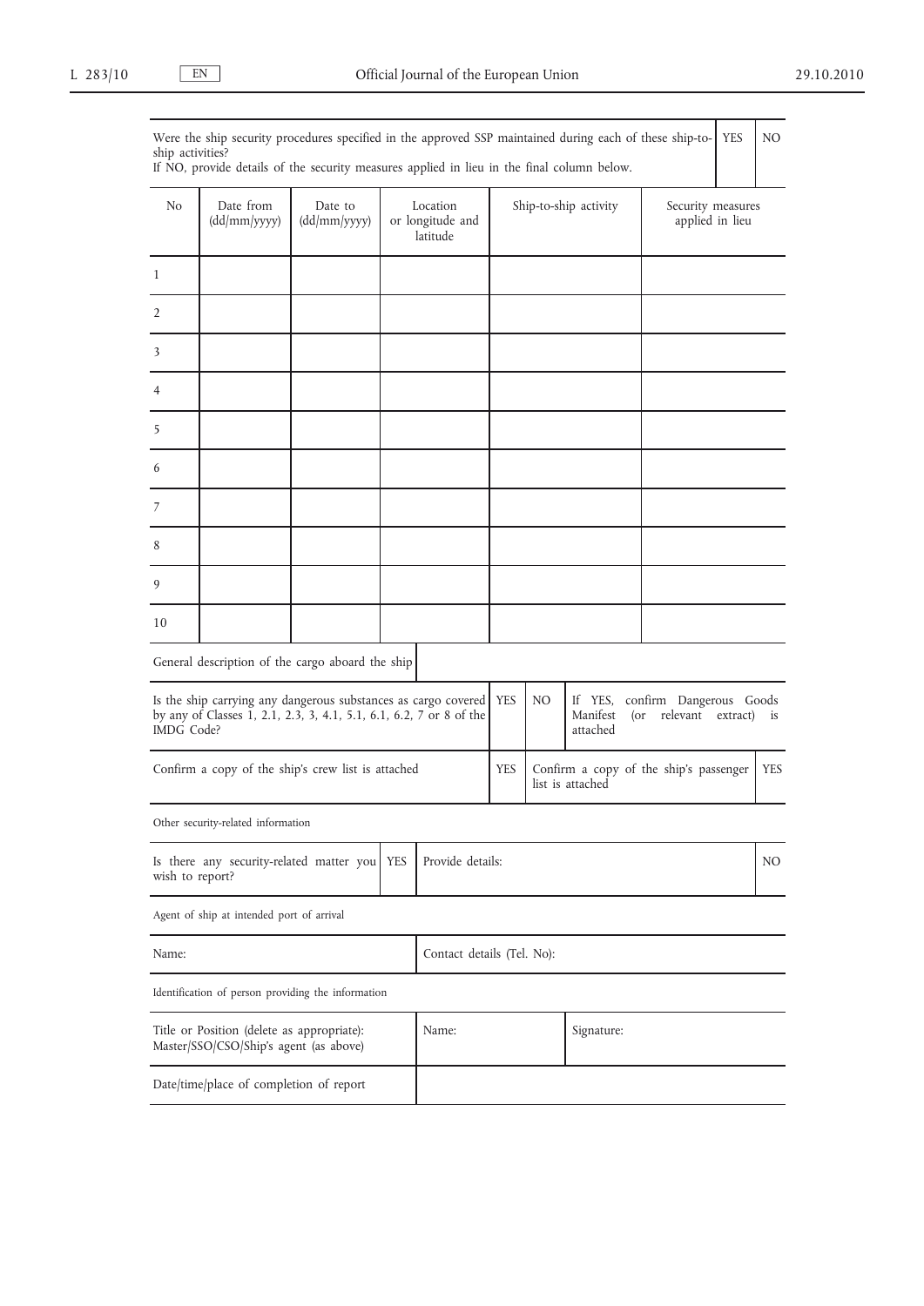| Were the ship security procedures specified in the approved SSP maintained during each of these ship-to-ship activities? If NO, provide details of the security measures applied in lieu in the final column below. | YES | NO |
|---|---|---|

| No | Date from (dd/mm/yyyy) | Date to (dd/mm/yyyy) | Location or longitude and latitude | Ship-to-ship activity | Security measures applied in lieu |
|---|---|---|---|---|---|
| 1 | | | | | |
| 2 | | | | | |
| 3 | | | | | |
| 4 | | | | | |
| 5 | | | | | |
| 6 | | | | | |
| 7 | | | | | |
| 8 | | | | | |
| 9 | | | | | |
| 10 | | | | | |

| | |
|---|---|
| General description of the cargo aboard the ship | |

| Is the ship carrying any dangerous substances as cargo covered by any of Classes 1, 2.1, 2.3, 3, 4.1, 5.1, 6.1, 6.2, 7 or 8 of the IMDG Code? | YES | NO | If YES, confirm Dangerous Goods Manifest (or relevant extract) is attached |
|---|---|---|---|

| Confirm a copy of the ship's crew list is attached | YES | Confirm a copy of the ship's passenger list is attached | YES |
|---|---|---|---|

Other security-related information

| Is there any security-related matter you wish to report? | YES | Provide details: | NO |
|---|---|---|---|

Agent of ship at intended port of arrival

| Name: | Contact details (Tel. No): |
|---|---|

Identification of person providing the information

| Title or Position (delete as appropriate): Master/SSO/CSO/Ship's agent (as above) | Name: | Signature: |
|---|---|---|
| Date/time/place of completion of report | | |